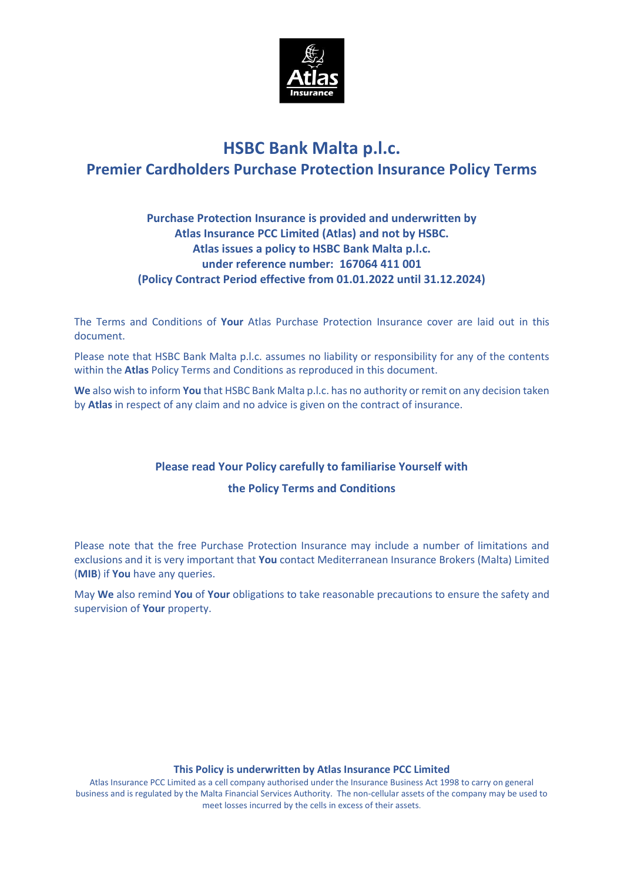# HSBC Bank Malta p.l.c.

## Premier Cardholders Purchase Protection Insurance Policy Terms

**Purchase Protection Insurance is provided and underwritten by Atlas Insurance PCC Limited (Atlas) and not by HSBC. Atlas issues a policy to HSBC Bank Malta p.l.c. under reference number: 167064 411 001 (Policy Contract Period effective from 01.01.2022 until 31.12.2024)**

The Terms and Conditions of **Your** Atlas Purchase Protection Insurance cover are laid out in this document.

Please note that HSBC Bank Malta p.l.c. assumes no liability or responsibility for any of the contents within the **Atlas** Policy Terms and Conditions as reproduced in this document.

**We** also wish to inform **You** that HSBC Bank Malta p.l.c. has no authority or remit on any decision taken by **Atlas** in respect of any claim and no advice is given on the contract of insurance.

**Please read Your Policy carefully to familiarise Yourself with**

**the Policy Terms and Conditions**

Please note that the free Purchase Protection Insurance may include a number of limitations and exclusions and it is very important that **You** contact Mediterranean Insurance Brokers (Malta) Limited (**MIB**) if **You** have any queries.

May **We** also remind **You** of **Your** obligations to take reasonable precautions to ensure the safety and supervision of **Your** property.

**This Policy is underwritten by Atlas Insurance PCC Limited**

Atlas Insurance PCC Limited as a cell company authorised under the Insurance Business Act 1998 to carry on general business and is regulated by the Malta Financial Services Authority. The non-cellular assets of the company may be used to meet losses incurred by the cells in excess of their assets.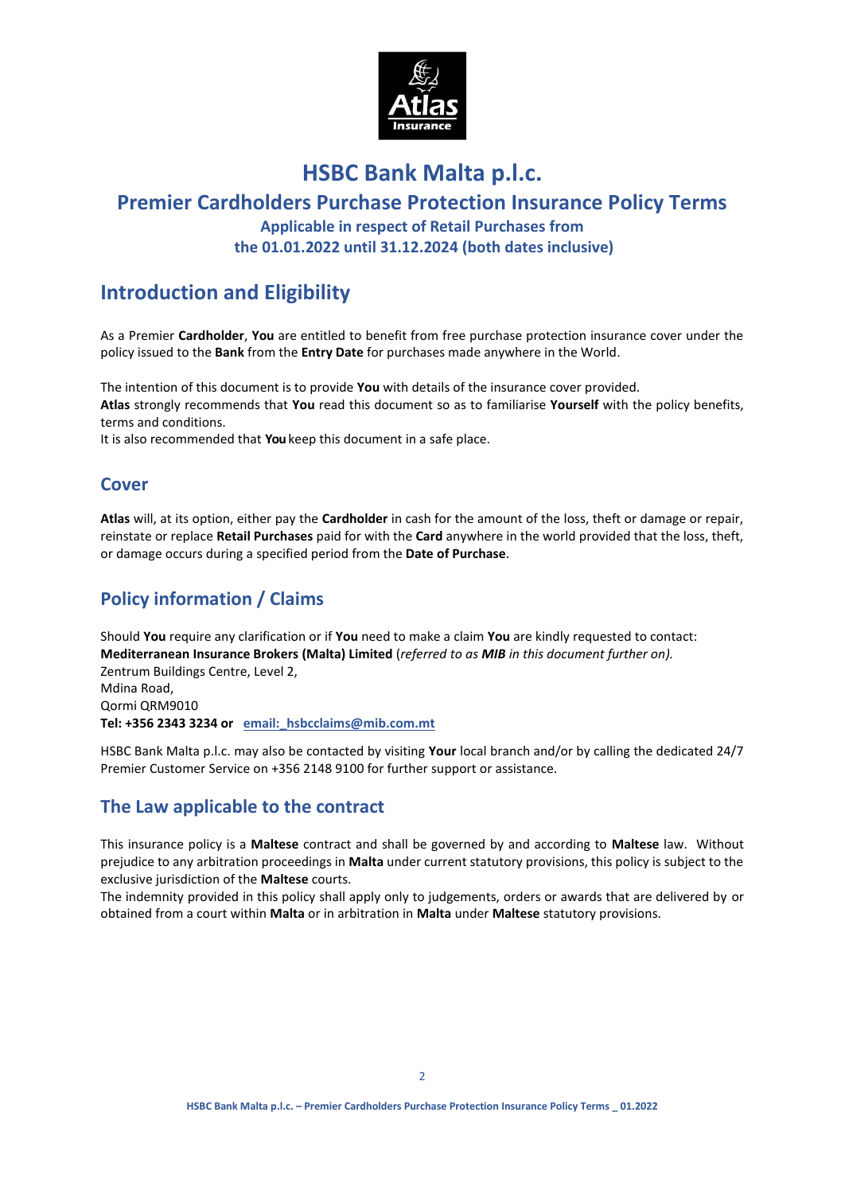# HSBC Bank Malta p.l.c.

## Premier Cardholders Purchase Protection Insurance Policy Terms

### Applicable in respect of Retail Purchases from the 01.01.2022 until 31.12.2024 (both dates inclusive)

## Introduction and Eligibility

As a Premier **Cardholder**, **You** are entitled to benefit from free purchase protection insurance cover under the policy issued to the **Bank** from the **Entry Date** for purchases made anywhere in the World.

The intention of this document is to provide **You** with details of the insurance cover provided.
**Atlas** strongly recommends that **You** read this document so as to familiarise **Yourself** with the policy benefits, terms and conditions.
It is also recommended that **You** keep this document in a safe place.

### Cover

**Atlas** will, at its option, either pay the **Cardholder** in cash for the amount of the loss, theft or damage or repair, reinstate or replace **Retail Purchases** paid for with the **Card** anywhere in the world provided that the loss, theft, or damage occurs during a specified period from the **Date of Purchase**.

## Policy information / Claims

Should **You** require any clarification or if **You** need to make a claim **You** are kindly requested to contact:
**Mediterranean Insurance Brokers (Malta) Limited** (*referred to as **MIB** in this document further on).*
Zentrum Buildings Centre, Level 2,
Mdina Road,
Qormi QRM9010
**Tel: +356 2343 3234 or** **email: hsbcclaims@mib.com.mt**

HSBC Bank Malta p.l.c. may also be contacted by visiting **Your** local branch and/or by calling the dedicated 24/7 Premier Customer Service on +356 2148 9100 for further support or assistance.

## The Law applicable to the contract

This insurance policy is a **Maltese** contract and shall be governed by and according to **Maltese** law. Without prejudice to any arbitration proceedings in **Malta** under current statutory provisions, this policy is subject to the exclusive jurisdiction of the **Maltese** courts.
The indemnity provided in this policy shall apply only to judgements, orders or awards that are delivered by or obtained from a court within **Malta** or in arbitration in **Malta** under **Maltese** statutory provisions.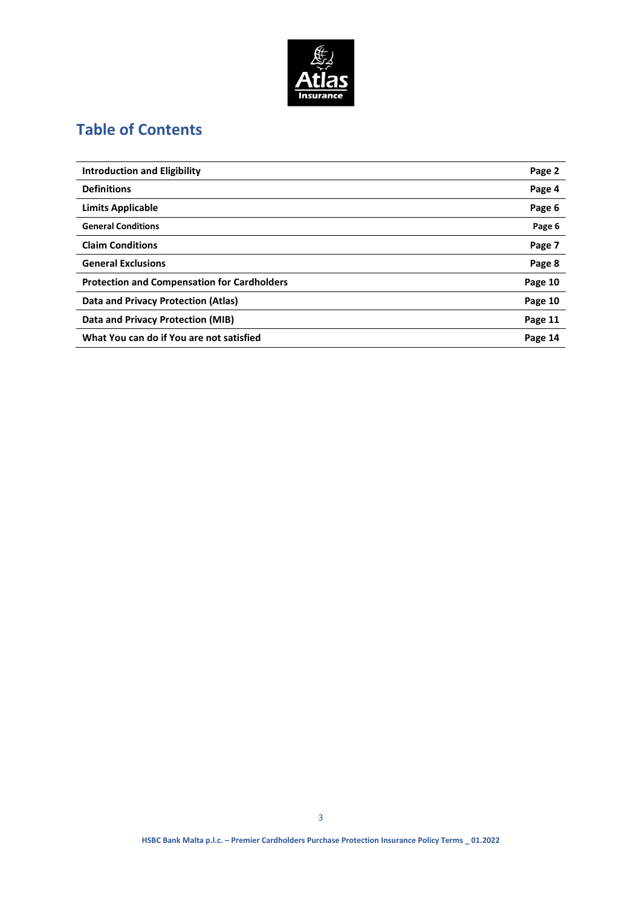# Table of Contents

| | |
|---|---|
| **Introduction and Eligibility** | **Page 2** |
| **Definitions** | **Page 4** |
| **Limits Applicable** | **Page 6** |
| **General Conditions** | **Page 6** |
| **Claim Conditions** | **Page 7** |
| **General Exclusions** | **Page 8** |
| **Protection and Compensation for Cardholders** | **Page 10** |
| **Data and Privacy Protection (Atlas)** | **Page 10** |
| **Data and Privacy Protection (MIB)** | **Page 11** |
| **What You can do if You are not satisfied** | **Page 14** |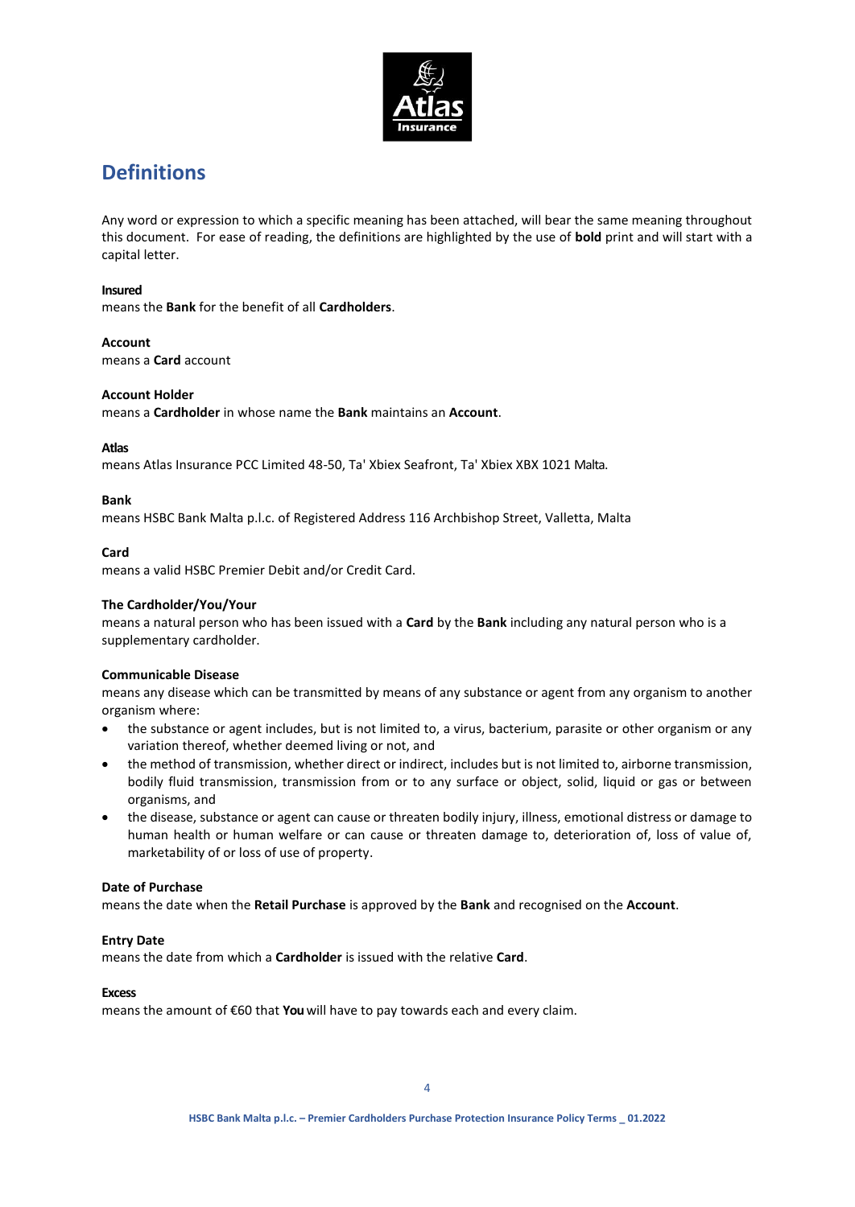# Definitions

Any word or expression to which a specific meaning has been attached, will bear the same meaning throughout this document. For ease of reading, the definitions are highlighted by the use of **bold** print and will start with a capital letter.

**Insured**
means the **Bank** for the benefit of all **Cardholders**.

**Account**
means a **Card** account

**Account Holder**
means a **Cardholder** in whose name the **Bank** maintains an **Account**.

**Atlas**
means Atlas Insurance PCC Limited 48-50, Ta' Xbiex Seafront, Ta' Xbiex XBX 1021 Malta.

**Bank**
means HSBC Bank Malta p.l.c. of Registered Address 116 Archbishop Street, Valletta, Malta

**Card**
means a valid HSBC Premier Debit and/or Credit Card.

**The Cardholder/You/Your**
means a natural person who has been issued with a **Card** by the **Bank** including any natural person who is a supplementary cardholder.

**Communicable Disease**
means any disease which can be transmitted by means of any substance or agent from any organism to another organism where:

- the substance or agent includes, but is not limited to, a virus, bacterium, parasite or other organism or any variation thereof, whether deemed living or not, and
- the method of transmission, whether direct or indirect, includes but is not limited to, airborne transmission, bodily fluid transmission, transmission from or to any surface or object, solid, liquid or gas or between organisms, and
- the disease, substance or agent can cause or threaten bodily injury, illness, emotional distress or damage to human health or human welfare or can cause or threaten damage to, deterioration of, loss of value of, marketability of or loss of use of property.

**Date of Purchase**
means the date when the **Retail Purchase** is approved by the **Bank** and recognised on the **Account**.

**Entry Date**
means the date from which a **Cardholder** is issued with the relative **Card**.

**Excess**
means the amount of €60 that **You** will have to pay towards each and every claim.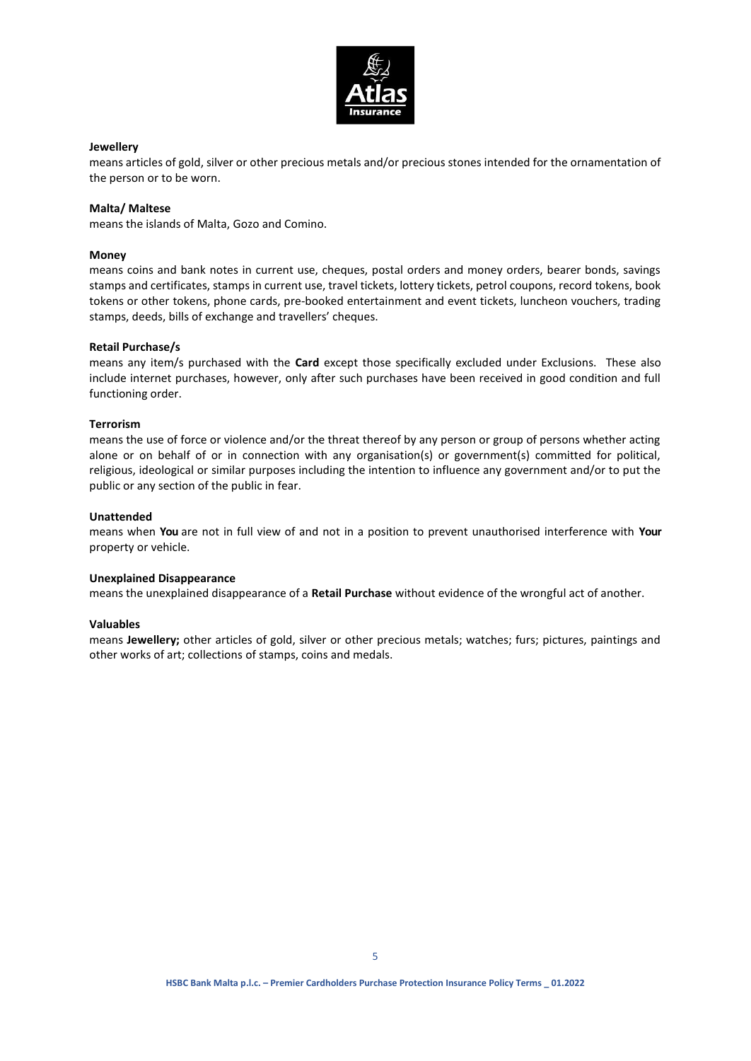**Jewellery**

means articles of gold, silver or other precious metals and/or precious stones intended for the ornamentation of the person or to be worn.

**Malta/ Maltese**

means the islands of Malta, Gozo and Comino.

**Money**

means coins and bank notes in current use, cheques, postal orders and money orders, bearer bonds, savings stamps and certificates, stamps in current use, travel tickets, lottery tickets, petrol coupons, record tokens, book tokens or other tokens, phone cards, pre-booked entertainment and event tickets, luncheon vouchers, trading stamps, deeds, bills of exchange and travellers' cheques.

**Retail Purchase/s**

means any item/s purchased with the **Card** except those specifically excluded under Exclusions. These also include internet purchases, however, only after such purchases have been received in good condition and full functioning order.

**Terrorism**

means the use of force or violence and/or the threat thereof by any person or group of persons whether acting alone or on behalf of or in connection with any organisation(s) or government(s) committed for political, religious, ideological or similar purposes including the intention to influence any government and/or to put the public or any section of the public in fear.

**Unattended**

means when **You** are not in full view of and not in a position to prevent unauthorised interference with **Your** property or vehicle.

**Unexplained Disappearance**

means the unexplained disappearance of a **Retail Purchase** without evidence of the wrongful act of another.

**Valuables**

means **Jewellery;** other articles of gold, silver or other precious metals; watches; furs; pictures, paintings and other works of art; collections of stamps, coins and medals.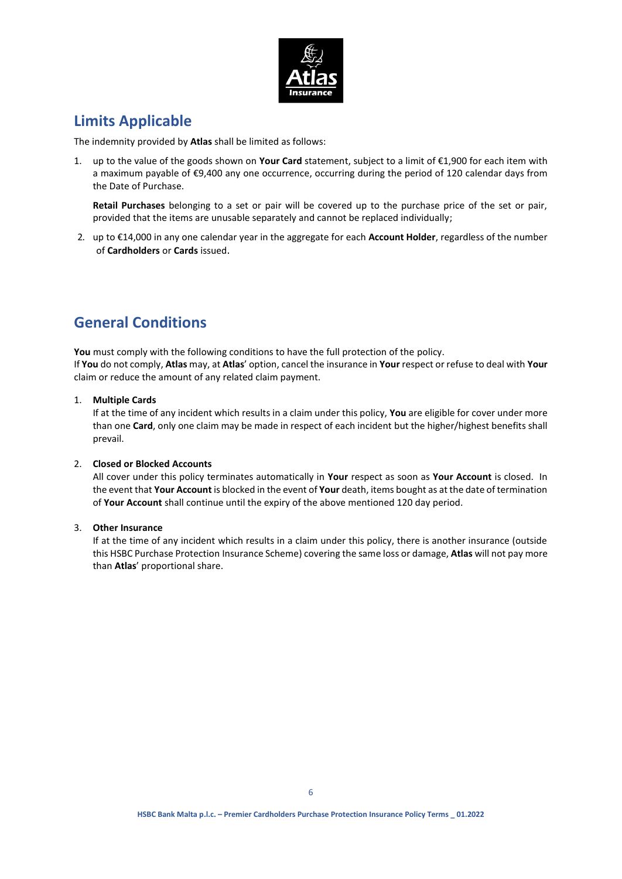## Limits Applicable

The indemnity provided by **Atlas** shall be limited as follows:

1. up to the value of the goods shown on **Your Card** statement, subject to a limit of €1,900 for each item with a maximum payable of €9,400 any one occurrence, occurring during the period of 120 calendar days from the Date of Purchase.

   **Retail Purchases** belonging to a set or pair will be covered up to the purchase price of the set or pair, provided that the items are unusable separately and cannot be replaced individually;

2. up to €14,000 in any one calendar year in the aggregate for each **Account Holder**, regardless of the number of **Cardholders** or **Cards** issued.

## General Conditions

**You** must comply with the following conditions to have the full protection of the policy.
If **You** do not comply, **Atlas** may, at **Atlas**' option, cancel the insurance in **Your** respect or refuse to deal with **Your** claim or reduce the amount of any related claim payment.

1. **Multiple Cards**
   If at the time of any incident which results in a claim under this policy, **You** are eligible for cover under more than one **Card**, only one claim may be made in respect of each incident but the higher/highest benefits shall prevail.

2. **Closed or Blocked Accounts**
   All cover under this policy terminates automatically in **Your** respect as soon as **Your Account** is closed. In the event that **Your Account** is blocked in the event of **Your** death, items bought as at the date of termination of **Your Account** shall continue until the expiry of the above mentioned 120 day period.

3. **Other Insurance**
   If at the time of any incident which results in a claim under this policy, there is another insurance (outside this HSBC Purchase Protection Insurance Scheme) covering the same loss or damage, **Atlas** will not pay more than **Atlas**' proportional share.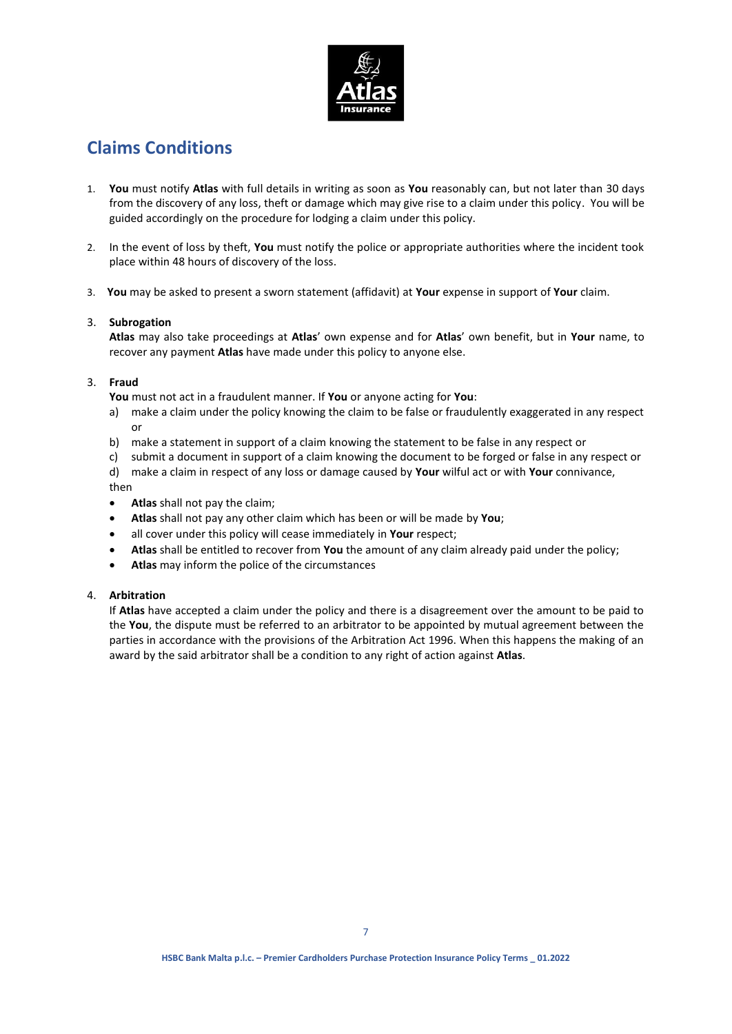## Claims Conditions

1. **You** must notify **Atlas** with full details in writing as soon as **You** reasonably can, but not later than 30 days from the discovery of any loss, theft or damage which may give rise to a claim under this policy. You will be guided accordingly on the procedure for lodging a claim under this policy.

2. In the event of loss by theft, **You** must notify the police or appropriate authorities where the incident took place within 48 hours of discovery of the loss.

3. **You** may be asked to present a sworn statement (affidavit) at **Your** expense in support of **Your** claim.

3. **Subrogation**
   **Atlas** may also take proceedings at **Atlas**' own expense and for **Atlas**' own benefit, but in **Your** name, to recover any payment **Atlas** have made under this policy to anyone else.

3. **Fraud**
   **You** must not act in a fraudulent manner. If **You** or anyone acting for **You**:
   a) make a claim under the policy knowing the claim to be false or fraudulently exaggerated in any respect or
   b) make a statement in support of a claim knowing the statement to be false in any respect or
   c) submit a document in support of a claim knowing the document to be forged or false in any respect or
   d) make a claim in respect of any loss or damage caused by **Your** wilful act or with **Your** connivance,
   then
   - **Atlas** shall not pay the claim;
   - **Atlas** shall not pay any other claim which has been or will be made by **You**;
   - all cover under this policy will cease immediately in **Your** respect;
   - **Atlas** shall be entitled to recover from **You** the amount of any claim already paid under the policy;
   - **Atlas** may inform the police of the circumstances

4. **Arbitration**
   If **Atlas** have accepted a claim under the policy and there is a disagreement over the amount to be paid to the **You**, the dispute must be referred to an arbitrator to be appointed by mutual agreement between the parties in accordance with the provisions of the Arbitration Act 1996. When this happens the making of an award by the said arbitrator shall be a condition to any right of action against **Atlas**.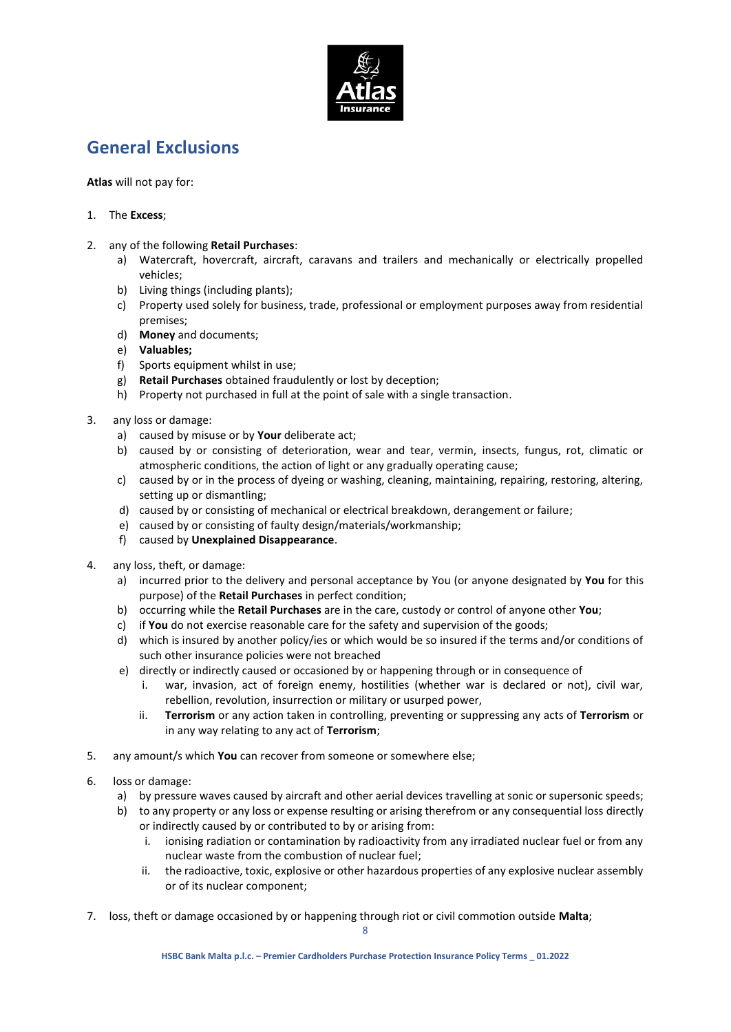## General Exclusions

**Atlas** will not pay for:

1. The **Excess**;

2. any of the following **Retail Purchases**:
    a) Watercraft, hovercraft, aircraft, caravans and trailers and mechanically or electrically propelled vehicles;
    b) Living things (including plants);
    c) Property used solely for business, trade, professional or employment purposes away from residential premises;
    d) **Money** and documents;
    e) **Valuables;**
    f) Sports equipment whilst in use;
    g) **Retail Purchases** obtained fraudulently or lost by deception;
    h) Property not purchased in full at the point of sale with a single transaction.

3. any loss or damage:
    a) caused by misuse or by **Your** deliberate act;
    b) caused by or consisting of deterioration, wear and tear, vermin, insects, fungus, rot, climatic or atmospheric conditions, the action of light or any gradually operating cause;
    c) caused by or in the process of dyeing or washing, cleaning, maintaining, repairing, restoring, altering, setting up or dismantling;
    d) caused by or consisting of mechanical or electrical breakdown, derangement or failure;
    e) caused by or consisting of faulty design/materials/workmanship;
    f) caused by **Unexplained Disappearance**.

4. any loss, theft, or damage:
    a) incurred prior to the delivery and personal acceptance by You (or anyone designated by **You** for this purpose) of the **Retail Purchases** in perfect condition;
    b) occurring while the **Retail Purchases** are in the care, custody or control of anyone other **You**;
    c) if **You** do not exercise reasonable care for the safety and supervision of the goods;
    d) which is insured by another policy/ies or which would be so insured if the terms and/or conditions of such other insurance policies were not breached
    e) directly or indirectly caused or occasioned by or happening through or in consequence of
        i. war, invasion, act of foreign enemy, hostilities (whether war is declared or not), civil war, rebellion, revolution, insurrection or military or usurped power,
        ii. **Terrorism** or any action taken in controlling, preventing or suppressing any acts of **Terrorism** or in any way relating to any act of **Terrorism**;

5. any amount/s which **You** can recover from someone or somewhere else;

6. loss or damage:
    a) by pressure waves caused by aircraft and other aerial devices travelling at sonic or supersonic speeds;
    b) to any property or any loss or expense resulting or arising therefrom or any consequential loss directly or indirectly caused by or contributed to by or arising from:
        i. ionising radiation or contamination by radioactivity from any irradiated nuclear fuel or from any nuclear waste from the combustion of nuclear fuel;
        ii. the radioactive, toxic, explosive or other hazardous properties of any explosive nuclear assembly or of its nuclear component;

7. loss, theft or damage occasioned by or happening through riot or civil commotion outside **Malta**;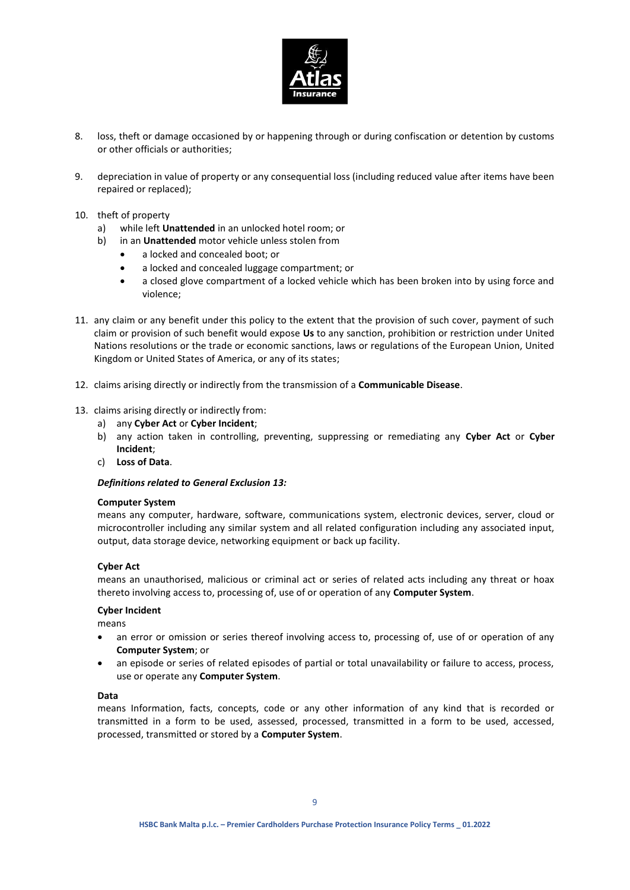8. loss, theft or damage occasioned by or happening through or during confiscation or detention by customs or other officials or authorities;

9. depreciation in value of property or any consequential loss (including reduced value after items have been repaired or replaced);

10. theft of property
    a) while left **Unattended** in an unlocked hotel room; or
    b) in an **Unattended** motor vehicle unless stolen from
        - a locked and concealed boot; or
        - a locked and concealed luggage compartment; or
        - a closed glove compartment of a locked vehicle which has been broken into by using force and violence;

11. any claim or any benefit under this policy to the extent that the provision of such cover, payment of such claim or provision of such benefit would expose **Us** to any sanction, prohibition or restriction under United Nations resolutions or the trade or economic sanctions, laws or regulations of the European Union, United Kingdom or United States of America, or any of its states;

12. claims arising directly or indirectly from the transmission of a **Communicable Disease**.

13. claims arising directly or indirectly from:
    a) any **Cyber Act** or **Cyber Incident**;
    b) any action taken in controlling, preventing, suppressing or remediating any **Cyber Act** or **Cyber Incident**;
    c) **Loss of Data**.

***Definitions related to General Exclusion 13:***

**Computer System**
means any computer, hardware, software, communications system, electronic devices, server, cloud or microcontroller including any similar system and all related configuration including any associated input, output, data storage device, networking equipment or back up facility.

**Cyber Act**
means an unauthorised, malicious or criminal act or series of related acts including any threat or hoax thereto involving access to, processing of, use of or operation of any **Computer System**.

**Cyber Incident**
means

- an error or omission or series thereof involving access to, processing of, use of or operation of any **Computer System**; or
- an episode or series of related episodes of partial or total unavailability or failure to access, process, use or operate any **Computer System**.

**Data**
means Information, facts, concepts, code or any other information of any kind that is recorded or transmitted in a form to be used, assessed, processed, transmitted in a form to be used, accessed, processed, transmitted or stored by a **Computer System**.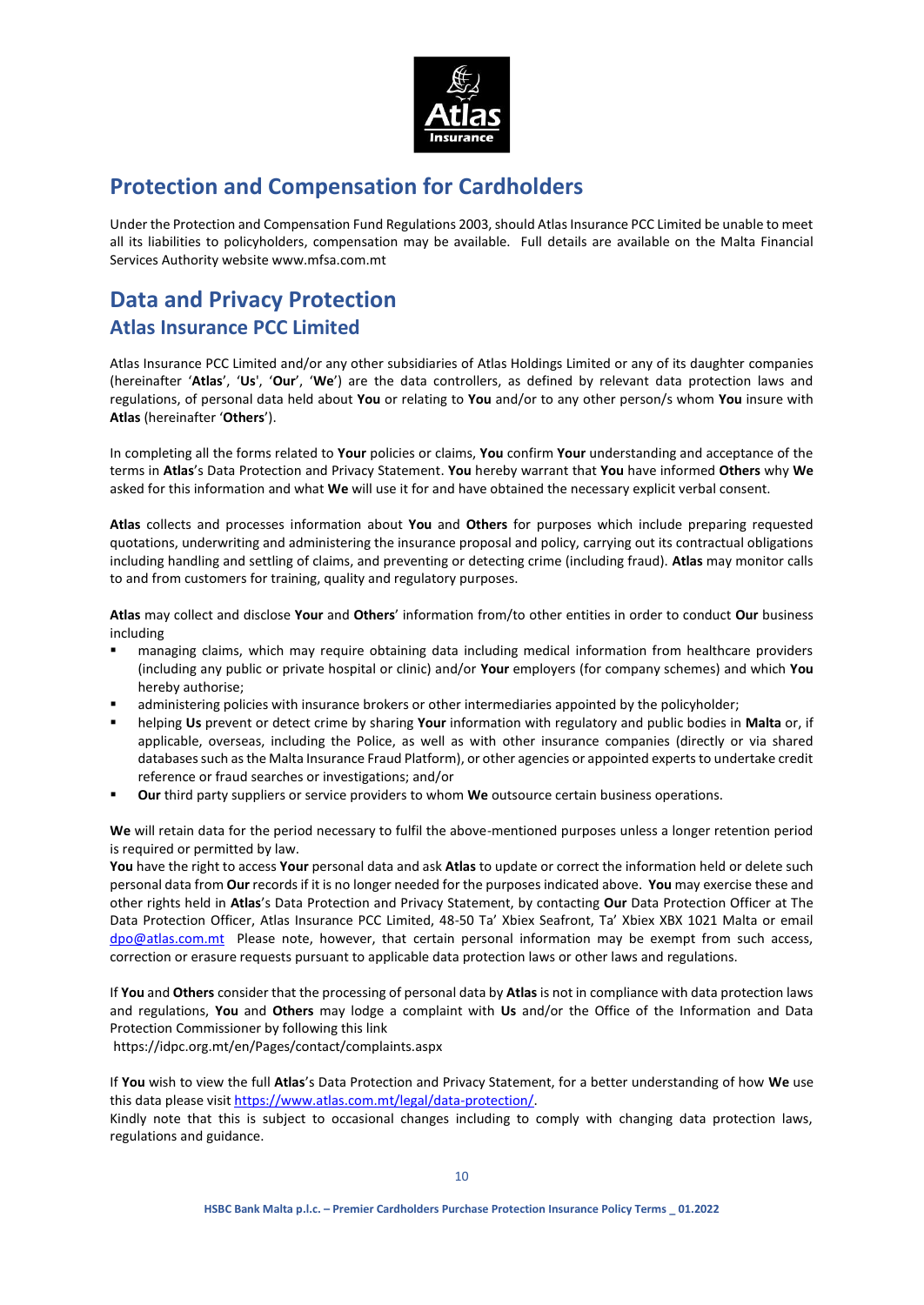## Protection and Compensation for Cardholders

Under the Protection and Compensation Fund Regulations 2003, should Atlas Insurance PCC Limited be unable to meet all its liabilities to policyholders, compensation may be available. Full details are available on the Malta Financial Services Authority website www.mfsa.com.mt

## Data and Privacy Protection

### Atlas Insurance PCC Limited

Atlas Insurance PCC Limited and/or any other subsidiaries of Atlas Holdings Limited or any of its daughter companies (hereinafter '**Atlas**', '**Us**', '**Our**', '**We**') are the data controllers, as defined by relevant data protection laws and regulations, of personal data held about **You** or relating to **You** and/or to any other person/s whom **You** insure with **Atlas** (hereinafter '**Others**').

In completing all the forms related to **Your** policies or claims, **You** confirm **Your** understanding and acceptance of the terms in **Atlas**'s Data Protection and Privacy Statement. **You** hereby warrant that **You** have informed **Others** why **We** asked for this information and what **We** will use it for and have obtained the necessary explicit verbal consent.

**Atlas** collects and processes information about **You** and **Others** for purposes which include preparing requested quotations, underwriting and administering the insurance proposal and policy, carrying out its contractual obligations including handling and settling of claims, and preventing or detecting crime (including fraud). **Atlas** may monitor calls to and from customers for training, quality and regulatory purposes.

**Atlas** may collect and disclose **Your** and **Others**' information from/to other entities in order to conduct **Our** business including

- managing claims, which may require obtaining data including medical information from healthcare providers (including any public or private hospital or clinic) and/or **Your** employers (for company schemes) and which **You** hereby authorise;
- administering policies with insurance brokers or other intermediaries appointed by the policyholder;
- helping **Us** prevent or detect crime by sharing **Your** information with regulatory and public bodies in **Malta** or, if applicable, overseas, including the Police, as well as with other insurance companies (directly or via shared databases such as the Malta Insurance Fraud Platform), or other agencies or appointed experts to undertake credit reference or fraud searches or investigations; and/or
- **Our** third party suppliers or service providers to whom **We** outsource certain business operations.

**We** will retain data for the period necessary to fulfil the above-mentioned purposes unless a longer retention period is required or permitted by law.
**You** have the right to access **Your** personal data and ask **Atlas** to update or correct the information held or delete such personal data from **Our** records if it is no longer needed for the purposes indicated above. **You** may exercise these and other rights held in **Atlas**'s Data Protection and Privacy Statement, by contacting **Our** Data Protection Officer at The Data Protection Officer, Atlas Insurance PCC Limited, 48-50 Ta' Xbiex Seafront, Ta' Xbiex XBX 1021 Malta or email dpo@atlas.com.mt Please note, however, that certain personal information may be exempt from such access, correction or erasure requests pursuant to applicable data protection laws or other laws and regulations.

If **You** and **Others** consider that the processing of personal data by **Atlas** is not in compliance with data protection laws and regulations, **You** and **Others** may lodge a complaint with **Us** and/or the Office of the Information and Data Protection Commissioner by following this link
https://idpc.org.mt/en/Pages/contact/complaints.aspx

If **You** wish to view the full **Atlas**'s Data Protection and Privacy Statement, for a better understanding of how **We** use this data please visit https://www.atlas.com.mt/legal/data-protection/.
Kindly note that this is subject to occasional changes including to comply with changing data protection laws, regulations and guidance.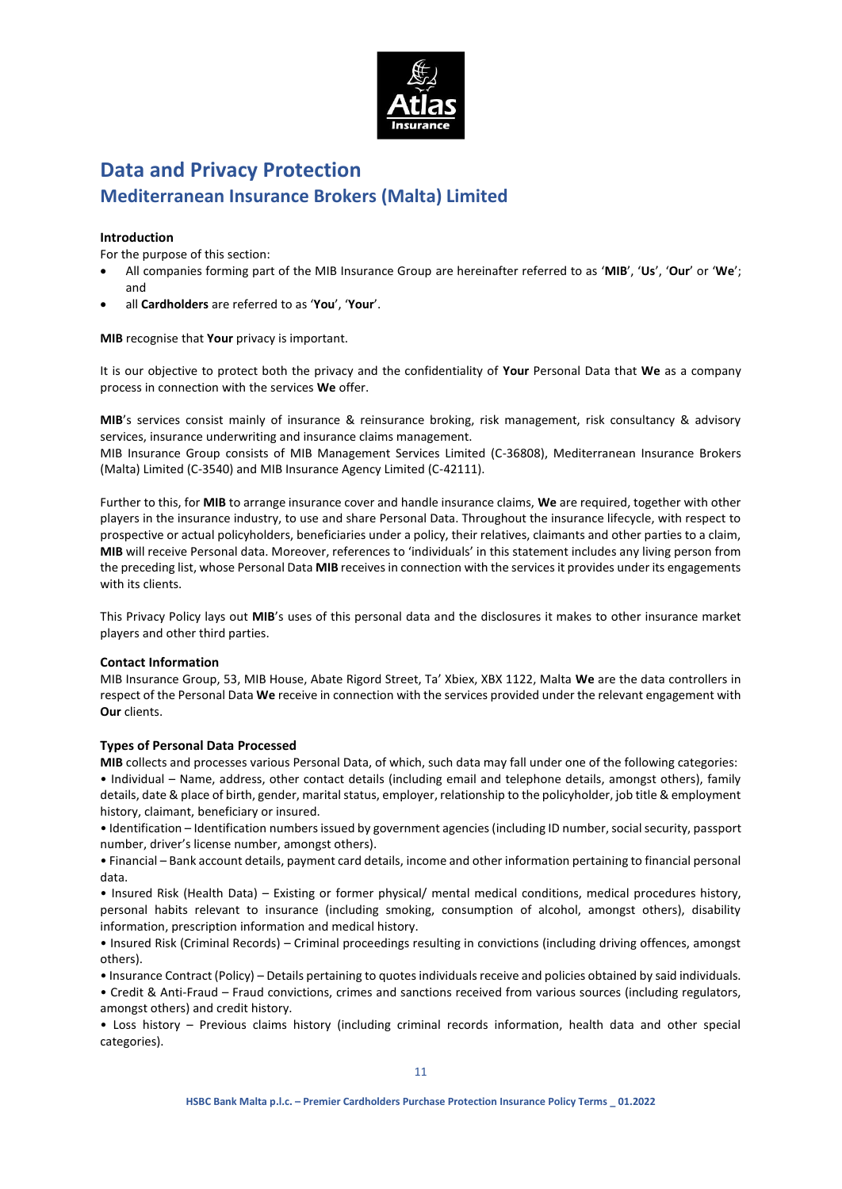# Data and Privacy Protection

## Mediterranean Insurance Brokers (Malta) Limited

**Introduction**

For the purpose of this section:

- All companies forming part of the MIB Insurance Group are hereinafter referred to as '**MIB**', '**Us**', '**Our**' or '**We**'; and
- all **Cardholders** are referred to as '**You**', '**Your**'.

**MIB** recognise that **Your** privacy is important.

It is our objective to protect both the privacy and the confidentiality of **Your** Personal Data that **We** as a company process in connection with the services **We** offer.

**MIB**'s services consist mainly of insurance & reinsurance broking, risk management, risk consultancy & advisory services, insurance underwriting and insurance claims management.

MIB Insurance Group consists of MIB Management Services Limited (C-36808), Mediterranean Insurance Brokers (Malta) Limited (C-3540) and MIB Insurance Agency Limited (C-42111).

Further to this, for **MIB** to arrange insurance cover and handle insurance claims, **We** are required, together with other players in the insurance industry, to use and share Personal Data. Throughout the insurance lifecycle, with respect to prospective or actual policyholders, beneficiaries under a policy, their relatives, claimants and other parties to a claim, **MIB** will receive Personal data. Moreover, references to 'individuals' in this statement includes any living person from the preceding list, whose Personal Data **MIB** receives in connection with the services it provides under its engagements with its clients.

This Privacy Policy lays out **MIB**'s uses of this personal data and the disclosures it makes to other insurance market players and other third parties.

**Contact Information**

MIB Insurance Group, 53, MIB House, Abate Rigord Street, Ta' Xbiex, XBX 1122, Malta **We** are the data controllers in respect of the Personal Data **We** receive in connection with the services provided under the relevant engagement with **Our** clients.

**Types of Personal Data Processed**

**MIB** collects and processes various Personal Data, of which, such data may fall under one of the following categories:

- Individual – Name, address, other contact details (including email and telephone details, amongst others), family details, date & place of birth, gender, marital status, employer, relationship to the policyholder, job title & employment history, claimant, beneficiary or insured.
- Identification – Identification numbers issued by government agencies (including ID number, social security, passport number, driver's license number, amongst others).
- Financial – Bank account details, payment card details, income and other information pertaining to financial personal data.
- Insured Risk (Health Data) – Existing or former physical/ mental medical conditions, medical procedures history, personal habits relevant to insurance (including smoking, consumption of alcohol, amongst others), disability information, prescription information and medical history.
- Insured Risk (Criminal Records) – Criminal proceedings resulting in convictions (including driving offences, amongst others).
- Insurance Contract (Policy) – Details pertaining to quotes individuals receive and policies obtained by said individuals.
- Credit & Anti-Fraud – Fraud convictions, crimes and sanctions received from various sources (including regulators, amongst others) and credit history.
- Loss history – Previous claims history (including criminal records information, health data and other special categories).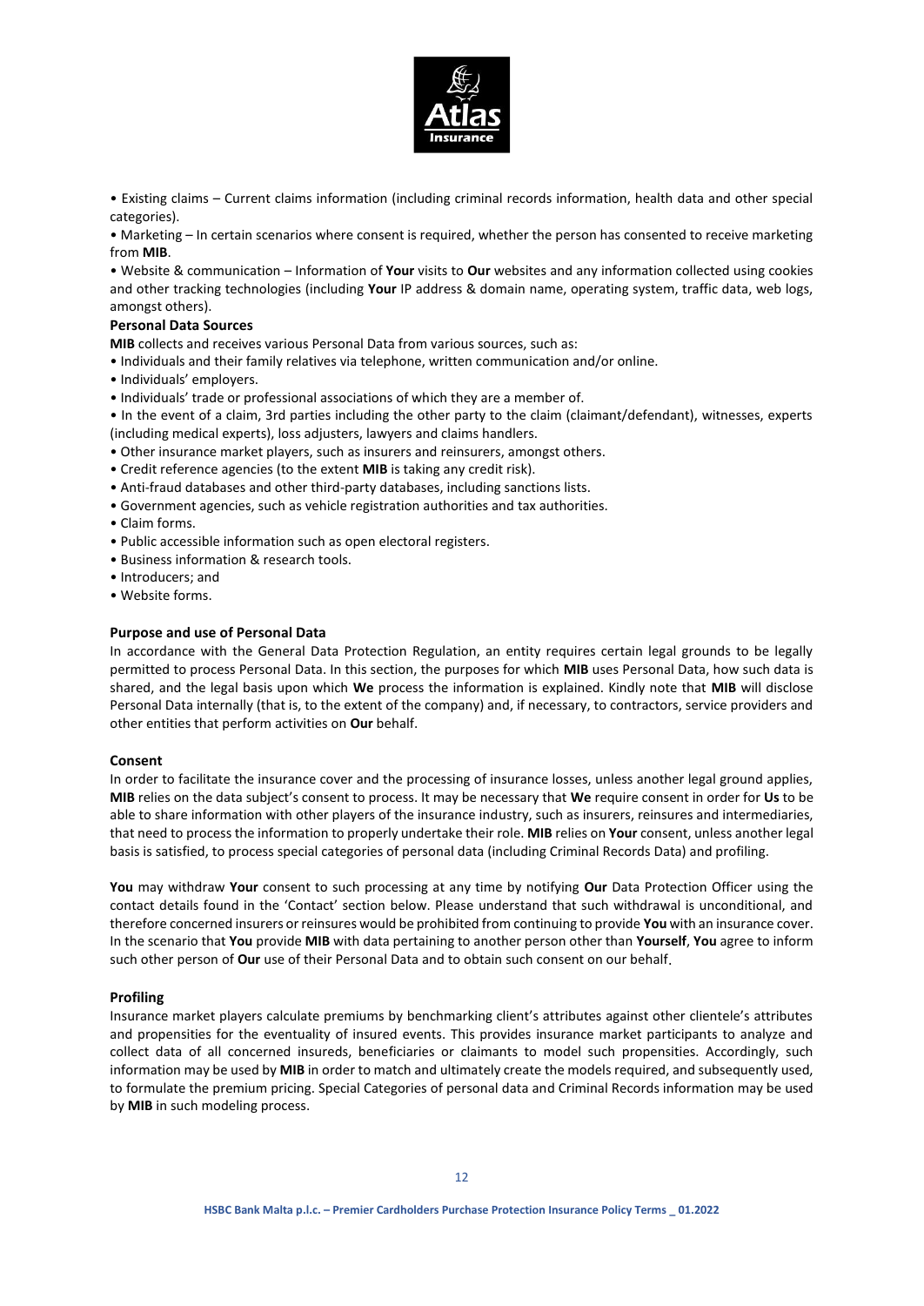• Existing claims – Current claims information (including criminal records information, health data and other special categories).

• Marketing – In certain scenarios where consent is required, whether the person has consented to receive marketing from **MIB**.

• Website & communication – Information of **Your** visits to **Our** websites and any information collected using cookies and other tracking technologies (including **Your** IP address & domain name, operating system, traffic data, web logs, amongst others).

**Personal Data Sources**

**MIB** collects and receives various Personal Data from various sources, such as:

• Individuals and their family relatives via telephone, written communication and/or online.
• Individuals' employers.
• Individuals' trade or professional associations of which they are a member of.
• In the event of a claim, 3rd parties including the other party to the claim (claimant/defendant), witnesses, experts (including medical experts), loss adjusters, lawyers and claims handlers.
• Other insurance market players, such as insurers and reinsurers, amongst others.
• Credit reference agencies (to the extent **MIB** is taking any credit risk).
• Anti-fraud databases and other third-party databases, including sanctions lists.
• Government agencies, such as vehicle registration authorities and tax authorities.
• Claim forms.
• Public accessible information such as open electoral registers.
• Business information & research tools.
• Introducers; and
• Website forms.

**Purpose and use of Personal Data**

In accordance with the General Data Protection Regulation, an entity requires certain legal grounds to be legally permitted to process Personal Data. In this section, the purposes for which **MIB** uses Personal Data, how such data is shared, and the legal basis upon which **We** process the information is explained. Kindly note that **MIB** will disclose Personal Data internally (that is, to the extent of the company) and, if necessary, to contractors, service providers and other entities that perform activities on **Our** behalf.

**Consent**

In order to facilitate the insurance cover and the processing of insurance losses, unless another legal ground applies, **MIB** relies on the data subject's consent to process. It may be necessary that **We** require consent in order for **Us** to be able to share information with other players of the insurance industry, such as insurers, reinsures and intermediaries, that need to process the information to properly undertake their role. **MIB** relies on **Your** consent, unless another legal basis is satisfied, to process special categories of personal data (including Criminal Records Data) and profiling.

**You** may withdraw **Your** consent to such processing at any time by notifying **Our** Data Protection Officer using the contact details found in the 'Contact' section below. Please understand that such withdrawal is unconditional, and therefore concerned insurers or reinsures would be prohibited from continuing to provide **You** with an insurance cover. In the scenario that **You** provide **MIB** with data pertaining to another person other than **Yourself**, **You** agree to inform such other person of **Our** use of their Personal Data and to obtain such consent on our behalf.

**Profiling**

Insurance market players calculate premiums by benchmarking client's attributes against other clientele's attributes and propensities for the eventuality of insured events. This provides insurance market participants to analyze and collect data of all concerned insureds, beneficiaries or claimants to model such propensities. Accordingly, such information may be used by **MIB** in order to match and ultimately create the models required, and subsequently used, to formulate the premium pricing. Special Categories of personal data and Criminal Records information may be used by **MIB** in such modeling process.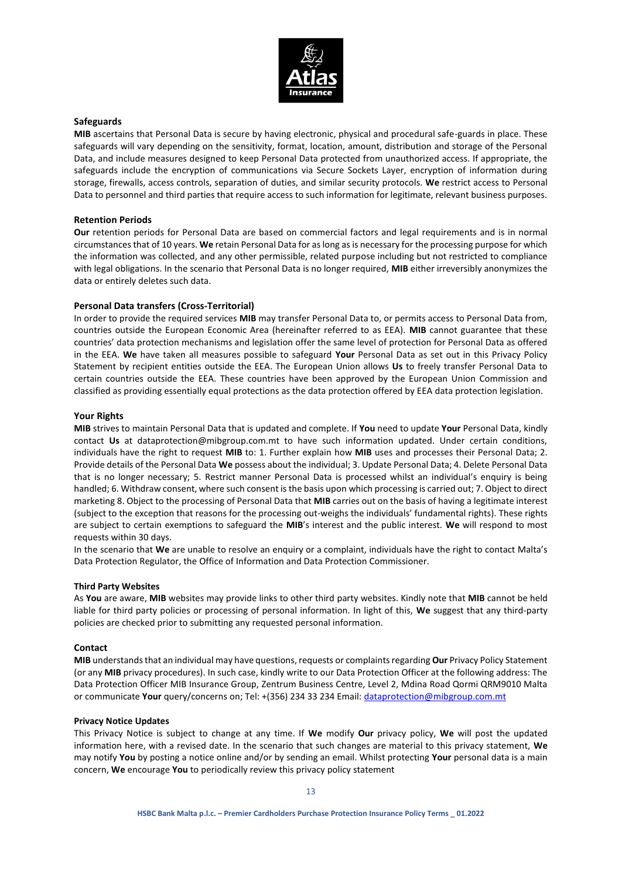**Safeguards**

**MIB** ascertains that Personal Data is secure by having electronic, physical and procedural safe-guards in place. These safeguards will vary depending on the sensitivity, format, location, amount, distribution and storage of the Personal Data, and include measures designed to keep Personal Data protected from unauthorized access. If appropriate, the safeguards include the encryption of communications via Secure Sockets Layer, encryption of information during storage, firewalls, access controls, separation of duties, and similar security protocols. **We** restrict access to Personal Data to personnel and third parties that require access to such information for legitimate, relevant business purposes.

**Retention Periods**

**Our** retention periods for Personal Data are based on commercial factors and legal requirements and is in normal circumstances that of 10 years. **We** retain Personal Data for as long as is necessary for the processing purpose for which the information was collected, and any other permissible, related purpose including but not restricted to compliance with legal obligations. In the scenario that Personal Data is no longer required, **MIB** either irreversibly anonymizes the data or entirely deletes such data.

**Personal Data transfers (Cross-Territorial)**

In order to provide the required services **MIB** may transfer Personal Data to, or permits access to Personal Data from, countries outside the European Economic Area (hereinafter referred to as EEA). **MIB** cannot guarantee that these countries' data protection mechanisms and legislation offer the same level of protection for Personal Data as offered in the EEA. **We** have taken all measures possible to safeguard **Your** Personal Data as set out in this Privacy Policy Statement by recipient entities outside the EEA. The European Union allows **Us** to freely transfer Personal Data to certain countries outside the EEA. These countries have been approved by the European Union Commission and classified as providing essentially equal protections as the data protection offered by EEA data protection legislation.

**Your Rights**

**MIB** strives to maintain Personal Data that is updated and complete. If **You** need to update **Your** Personal Data, kindly contact **Us** at dataprotection@mibgroup.com.mt to have such information updated. Under certain conditions, individuals have the right to request **MIB** to: 1. Further explain how **MIB** uses and processes their Personal Data; 2. Provide details of the Personal Data **We** possess about the individual; 3. Update Personal Data; 4. Delete Personal Data that is no longer necessary; 5. Restrict manner Personal Data is processed whilst an individual's enquiry is being handled; 6. Withdraw consent, where such consent is the basis upon which processing is carried out; 7. Object to direct marketing 8. Object to the processing of Personal Data that **MIB** carries out on the basis of having a legitimate interest (subject to the exception that reasons for the processing out-weighs the individuals' fundamental rights). These rights are subject to certain exemptions to safeguard the **MIB**'s interest and the public interest. **We** will respond to most requests within 30 days.

In the scenario that **We** are unable to resolve an enquiry or a complaint, individuals have the right to contact Malta's Data Protection Regulator, the Office of Information and Data Protection Commissioner.

**Third Party Websites**

As **You** are aware, **MIB** websites may provide links to other third party websites. Kindly note that **MIB** cannot be held liable for third party policies or processing of personal information. In light of this, **We** suggest that any third-party policies are checked prior to submitting any requested personal information.

**Contact**

**MIB** understands that an individual may have questions, requests or complaints regarding **Our** Privacy Policy Statement (or any **MIB** privacy procedures). In such case, kindly write to our Data Protection Officer at the following address: The Data Protection Officer MIB Insurance Group, Zentrum Business Centre, Level 2, Mdina Road Qormi QRM9010 Malta or communicate **Your** query/concerns on; Tel: +(356) 234 33 234 Email: dataprotection@mibgroup.com.mt

**Privacy Notice Updates**

This Privacy Notice is subject to change at any time. If **We** modify **Our** privacy policy, **We** will post the updated information here, with a revised date. In the scenario that such changes are material to this privacy statement, **We** may notify **You** by posting a notice online and/or by sending an email. Whilst protecting **Your** personal data is a main concern, **We** encourage **You** to periodically review this privacy policy statement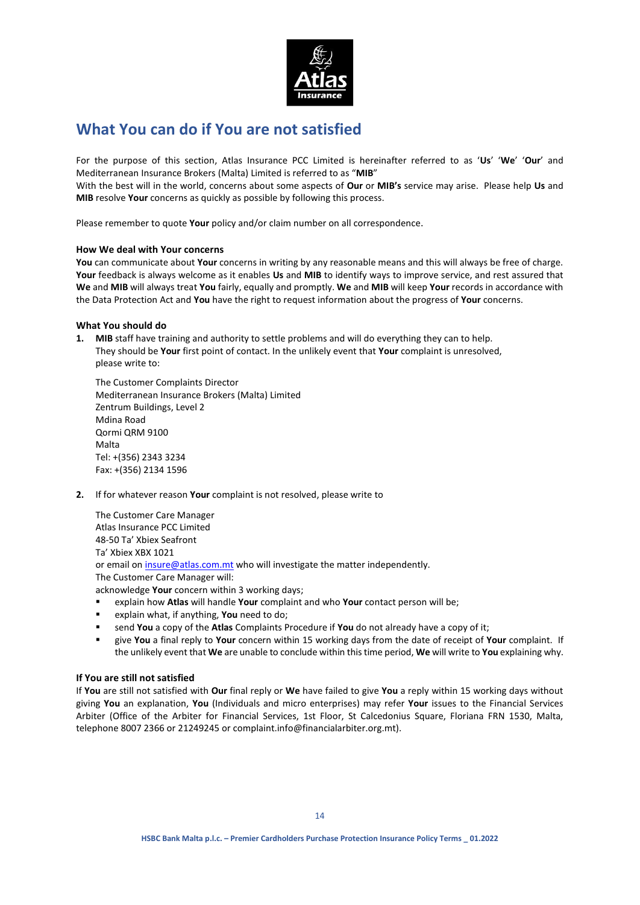# What You can do if You are not satisfied

For the purpose of this section, Atlas Insurance PCC Limited is hereinafter referred to as '**Us**' '**We**' '**Our**' and Mediterranean Insurance Brokers (Malta) Limited is referred to as "**MIB**"

With the best will in the world, concerns about some aspects of **Our** or **MIB's** service may arise. Please help **Us** and **MIB** resolve **Your** concerns as quickly as possible by following this process.

Please remember to quote **Your** policy and/or claim number on all correspondence.

**How We deal with Your concerns**

**You** can communicate about **Your** concerns in writing by any reasonable means and this will always be free of charge. **Your** feedback is always welcome as it enables **Us** and **MIB** to identify ways to improve service, and rest assured that **We** and **MIB** will always treat **You** fairly, equally and promptly. **We** and **MIB** will keep **Your** records in accordance with the Data Protection Act and **You** have the right to request information about the progress of **Your** concerns.

**What You should do**

1. **MIB** staff have training and authority to settle problems and will do everything they can to help. They should be **Your** first point of contact. In the unlikely event that **Your** complaint is unresolved, please write to:

   The Customer Complaints Director
   Mediterranean Insurance Brokers (Malta) Limited
   Zentrum Buildings, Level 2
   Mdina Road
   Qormi QRM 9100
   Malta
   Tel: +(356) 2343 3234
   Fax: +(356) 2134 1596

2. If for whatever reason **Your** complaint is not resolved, please write to

   The Customer Care Manager
   Atlas Insurance PCC Limited
   48-50 Ta' Xbiex Seafront
   Ta' Xbiex XBX 1021
   or email on insure@atlas.com.mt who will investigate the matter independently.
   The Customer Care Manager will:
   acknowledge **Your** concern within 3 working days;
   - explain how **Atlas** will handle **Your** complaint and who **Your** contact person will be;
   - explain what, if anything, **You** need to do;
   - send **You** a copy of the **Atlas** Complaints Procedure if **You** do not already have a copy of it;
   - give **You** a final reply to **Your** concern within 15 working days from the date of receipt of **Your** complaint. If the unlikely event that **We** are unable to conclude within this time period, **We** will write to **You** explaining why.

**If You are still not satisfied**

If **You** are still not satisfied with **Our** final reply or **We** have failed to give **You** a reply within 15 working days without giving **You** an explanation, **You** (Individuals and micro enterprises) may refer **Your** issues to the Financial Services Arbiter (Office of the Arbiter for Financial Services, 1st Floor, St Calcedonius Square, Floriana FRN 1530, Malta, telephone 8007 2366 or 21249245 or complaint.info@financialarbiter.org.mt).